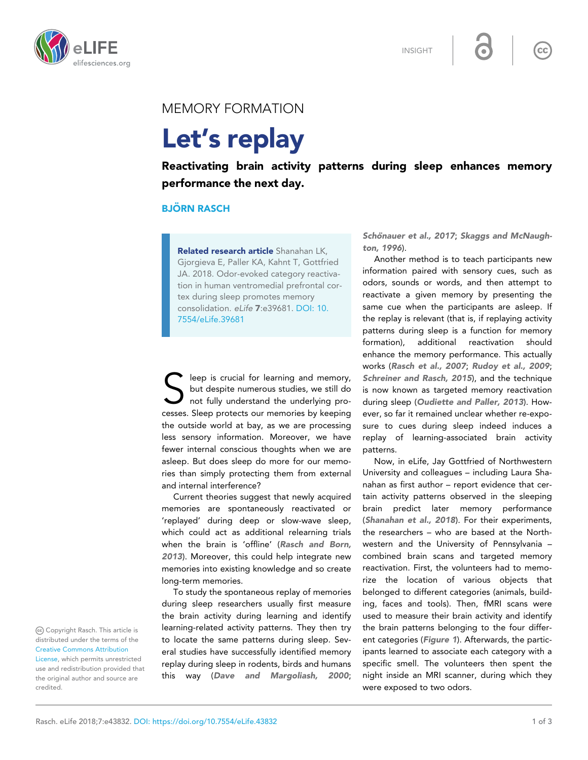MEMORY FORMATION

# Let's replay

**Reactivating brain activity patterns during sleep enhances memory performance the next day.**

**BJÖRN RASCH**

> **Related research article** Shanahan LK, Gjorgieva E, Paller KA, Kahnt T, Gottfried JA. 2018. Odor-evoked category reactivation in human ventromedial prefrontal cortex during sleep promotes memory consolidation. *eLife* **7**:e39681. DOI: 10.7554/eLife.39681

Sleep is crucial for learning and memory, but despite numerous studies, we still do not fully understand the underlying processes. Sleep protects our memories by keeping the outside world at bay, as we are processing less sensory information. Moreover, we have fewer internal conscious thoughts when we are asleep. But does sleep do more for our memories than simply protecting them from external and internal interference?

Current theories suggest that newly acquired memories are spontaneously reactivated or 'replayed' during deep or slow-wave sleep, which could act as additional relearning trials when the brain is 'offline' (***Rasch and Born, 2013***). Moreover, this could help integrate new memories into existing knowledge and so create long-term memories.

To study the spontaneous replay of memories during sleep researchers usually first measure the brain activity during learning and identify learning-related activity patterns. They then try to locate the same patterns during sleep. Several studies have successfully identified memory replay during sleep in rodents, birds and humans this way (***Dave and Margoliash, 2000***; ***Schönauer et al., 2017***; ***Skaggs and McNaughton, 1996***).

Another method is to teach participants new information paired with sensory cues, such as odors, sounds or words, and then attempt to reactivate a given memory by presenting the same cue when the participants are asleep. If the replay is relevant (that is, if replaying activity patterns during sleep is a function for memory formation), additional reactivation should enhance the memory performance. This actually works (***Rasch et al., 2007***; ***Rudoy et al., 2009***; ***Schreiner and Rasch, 2015***), and the technique is now known as targeted memory reactivation during sleep (***Oudiette and Paller, 2013***). However, so far it remained unclear whether re-exposure to cues during sleep indeed induces a replay of learning-associated brain activity patterns.

Now, in eLife, Jay Gottfried of Northwestern University and colleagues – including Laura Shanahan as first author – report evidence that certain activity patterns observed in the sleeping brain predict later memory performance (***Shanahan et al., 2018***). For their experiments, the researchers – who are based at the Northwestern and the University of Pennsylvania – combined brain scans and targeted memory reactivation. First, the volunteers had to memorize the location of various objects that belonged to different categories (animals, building, faces and tools). Then, fMRI scans were used to measure their brain activity and identify the brain patterns belonging to the four different categories (***Figure 1***). Afterwards, the participants learned to associate each category with a specific smell. The volunteers then spent the night inside an MRI scanner, during which they were exposed to two odors.

Copyright Rasch. This article is distributed under the terms of the Creative Commons Attribution License, which permits unrestricted use and redistribution provided that the original author and source are credited.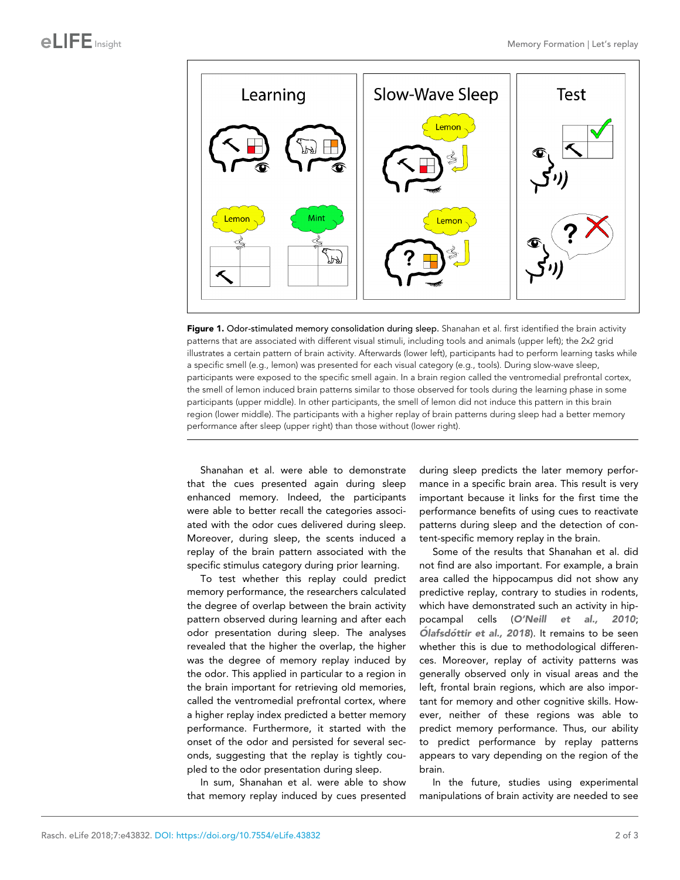**Figure 1. Odor-stimulated memory consolidation during sleep.** Shanahan et al. first identified the brain activity patterns that are associated with different visual stimuli, including tools and animals (upper left); the 2x2 grid illustrates a certain pattern of brain activity. Afterwards (lower left), participants had to perform learning tasks while a specific smell (e.g., lemon) was presented for each visual category (e.g., tools). During slow-wave sleep, participants were exposed to the specific smell again. In a brain region called the ventromedial prefrontal cortex, the smell of lemon induced brain patterns similar to those observed for tools during the learning phase in some participants (upper middle). In other participants, the smell of lemon did not induce this pattern in this brain region (lower middle). The participants with a higher replay of brain patterns during sleep had a better memory performance after sleep (upper right) than those without (lower right).

Shanahan et al. were able to demonstrate that the cues presented again during sleep enhanced memory. Indeed, the participants were able to better recall the categories associated with the odor cues delivered during sleep. Moreover, during sleep, the scents induced a replay of the brain pattern associated with the specific stimulus category during prior learning.

To test whether this replay could predict memory performance, the researchers calculated the degree of overlap between the brain activity pattern observed during learning and after each odor presentation during sleep. The analyses revealed that the higher the overlap, the higher was the degree of memory replay induced by the odor. This applied in particular to a region in the brain important for retrieving old memories, called the ventromedial prefrontal cortex, where a higher replay index predicted a better memory performance. Furthermore, it started with the onset of the odor and persisted for several seconds, suggesting that the replay is tightly coupled to the odor presentation during sleep.

In sum, Shanahan et al. were able to show that memory replay induced by cues presented during sleep predicts the later memory performance in a specific brain area. This result is very important because it links for the first time the performance benefits of using cues to reactivate patterns during sleep and the detection of content-specific memory replay in the brain.

Some of the results that Shanahan et al. did not find are also important. For example, a brain area called the hippocampus did not show any predictive replay, contrary to studies in rodents, which have demonstrated such an activity in hippocampal cells (***O'Neill et al., 2010***; ***Ólafsdóttir et al., 2018***). It remains to be seen whether this is due to methodological differences. Moreover, replay of activity patterns was generally observed only in visual areas and the left, frontal brain regions, which are also important for memory and other cognitive skills. However, neither of these regions was able to predict memory performance. Thus, our ability to predict performance by replay patterns appears to vary depending on the region of the brain.

In the future, studies using experimental manipulations of brain activity are needed to see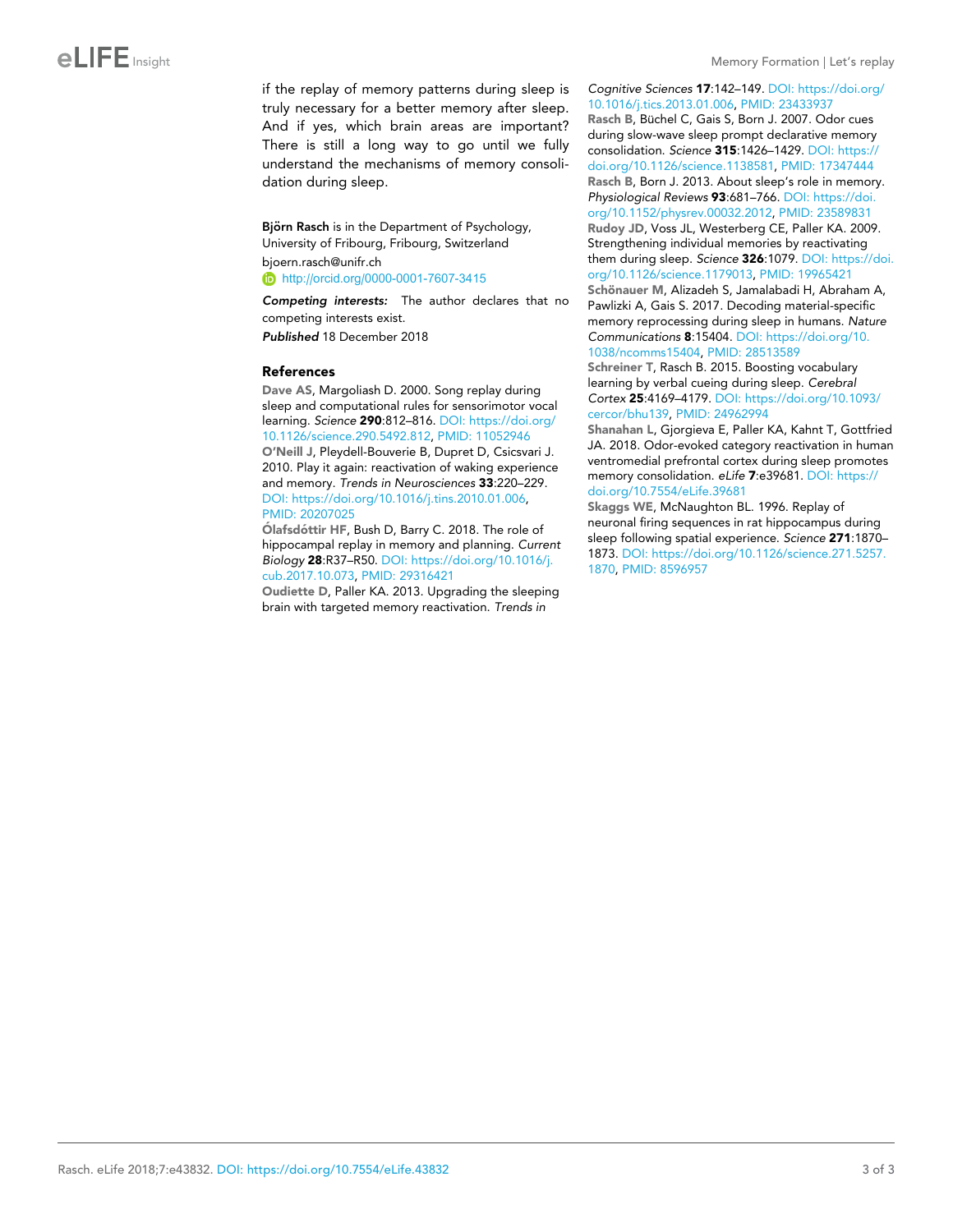if the replay of memory patterns during sleep is truly necessary for a better memory after sleep. And if yes, which brain areas are important? There is still a long way to go until we fully understand the mechanisms of memory consolidation during sleep.

**Björn Rasch** is in the Department of Psychology, University of Fribourg, Fribourg, Switzerland
bjoern.rasch@unifr.ch
http://orcid.org/0000-0001-7607-3415

***Competing interests:*** The author declares that no competing interests exist.

***Published*** 18 December 2018

## References

**Dave AS**, Margoliash D. 2000. Song replay during sleep and computational rules for sensorimotor vocal learning. *Science* **290**:812–816. DOI: https://doi.org/10.1126/science.290.5492.812, PMID: 11052946

**O'Neill J**, Pleydell-Bouverie B, Dupret D, Csicsvari J. 2010. Play it again: reactivation of waking experience and memory. *Trends in Neurosciences* **33**:220–229. DOI: https://doi.org/10.1016/j.tins.2010.01.006, PMID: 20207025

**Ólafsdóttir HF**, Bush D, Barry C. 2018. The role of hippocampal replay in memory and planning. *Current Biology* **28**:R37–R50. DOI: https://doi.org/10.1016/j.cub.2017.10.073, PMID: 29316421

**Oudiette D**, Paller KA. 2013. Upgrading the sleeping brain with targeted memory reactivation. *Trends in Cognitive Sciences* **17**:142–149. DOI: https://doi.org/10.1016/j.tics.2013.01.006, PMID: 23433937

**Rasch B**, Büchel C, Gais S, Born J. 2007. Odor cues during slow-wave sleep prompt declarative memory consolidation. *Science* **315**:1426–1429. DOI: https://doi.org/10.1126/science.1138581, PMID: 17347444

**Rasch B**, Born J. 2013. About sleep's role in memory. *Physiological Reviews* **93**:681–766. DOI: https://doi.org/10.1152/physrev.00032.2012, PMID: 23589831

**Rudoy JD**, Voss JL, Westerberg CE, Paller KA. 2009. Strengthening individual memories by reactivating them during sleep. *Science* **326**:1079. DOI: https://doi.org/10.1126/science.1179013, PMID: 19965421

**Schönauer M**, Alizadeh S, Jamalabadi H, Abraham A, Pawlizki A, Gais S. 2017. Decoding material-specific memory reprocessing during sleep in humans. *Nature Communications* **8**:15404. DOI: https://doi.org/10.1038/ncomms15404, PMID: 28513589

**Schreiner T**, Rasch B. 2015. Boosting vocabulary learning by verbal cueing during sleep. *Cerebral Cortex* **25**:4169–4179. DOI: https://doi.org/10.1093/cercor/bhu139, PMID: 24962994

**Shanahan L**, Gjorgieva E, Paller KA, Kahnt T, Gottfried JA. 2018. Odor-evoked category reactivation in human ventromedial prefrontal cortex during sleep promotes memory consolidation. *eLife* **7**:e39681. DOI: https://doi.org/10.7554/eLife.39681

**Skaggs WE**, McNaughton BL. 1996. Replay of neuronal firing sequences in rat hippocampus during sleep following spatial experience. *Science* **271**:1870–1873. DOI: https://doi.org/10.1126/science.271.5257.1870, PMID: 8596957